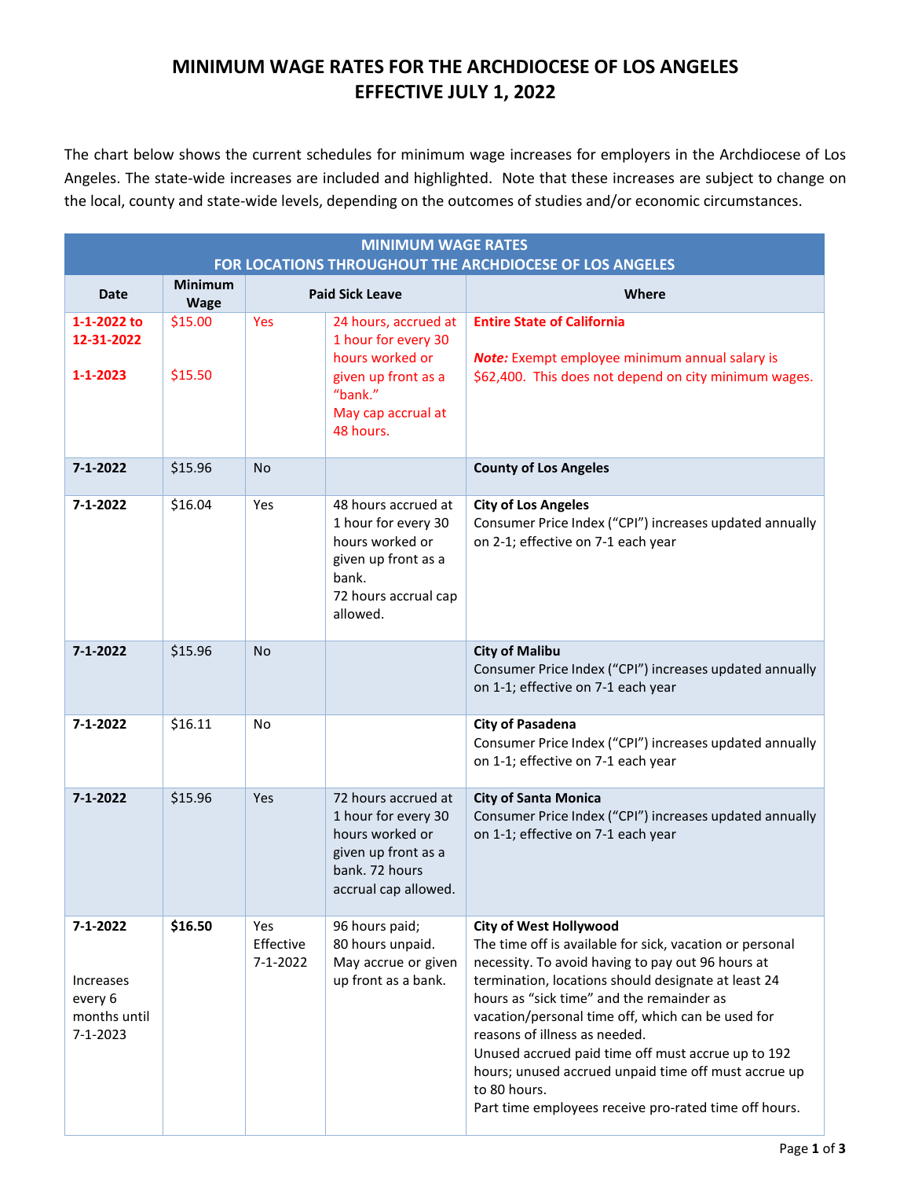# MINIMUM WAGE RATES FOR THE ARCHDIOCESE OF LOS ANGELES
# EFFECTIVE JULY 1, 2022

The chart below shows the current schedules for minimum wage increases for employers in the Archdiocese of Los Angeles. The state-wide increases are included and highlighted. Note that these increases are subject to change on the local, county and state-wide levels, depending on the outcomes of studies and/or economic circumstances.

| MINIMUM WAGE RATES FOR LOCATIONS THROUGHOUT THE ARCHDIOCESE OF LOS ANGELES | | | | |
|---|---|---|---|---|
| **Date** | **Minimum Wage** | **Paid Sick Leave** | | **Where** |
| **1-1-2022 to 12-31-2022**<br><br>**1-1-2023** | $15.00<br><br>$15.50 | Yes | 24 hours, accrued at 1 hour for every 30 hours worked or given up front as a "bank."<br>May cap accrual at 48 hours. | **Entire State of California**<br><br>***Note:*** Exempt employee minimum annual salary is $62,400. This does not depend on city minimum wages. |
| **7-1-2022** | $15.96 | No | | **County of Los Angeles** |
| **7-1-2022** | $16.04 | Yes | 48 hours accrued at 1 hour for every 30 hours worked or given up front as a bank.<br>72 hours accrual cap allowed. | **City of Los Angeles**<br>Consumer Price Index ("CPI") increases updated annually on 2-1; effective on 7-1 each year |
| **7-1-2022** | $15.96 | No | | **City of Malibu**<br>Consumer Price Index ("CPI") increases updated annually on 1-1; effective on 7-1 each year |
| **7-1-2022** | $16.11 | No | | **City of Pasadena**<br>Consumer Price Index ("CPI") increases updated annually on 1-1; effective on 7-1 each year |
| **7-1-2022** | $15.96 | Yes | 72 hours accrued at 1 hour for every 30 hours worked or given up front as a bank. 72 hours accrual cap allowed. | **City of Santa Monica**<br>Consumer Price Index ("CPI") increases updated annually on 1-1; effective on 7-1 each year |
| **7-1-2022**<br><br>Increases every 6 months until 7-1-2023 | **$16.50** | Yes Effective 7-1-2022 | 96 hours paid;<br>80 hours unpaid.<br>May accrue or given up front as a bank. | **City of West Hollywood**<br>The time off is available for sick, vacation or personal necessity. To avoid having to pay out 96 hours at termination, locations should designate at least 24 hours as "sick time" and the remainder as vacation/personal time off, which can be used for reasons of illness as needed.<br>Unused accrued paid time off must accrue up to 192 hours; unused accrued unpaid time off must accrue up to 80 hours.<br>Part time employees receive pro-rated time off hours. |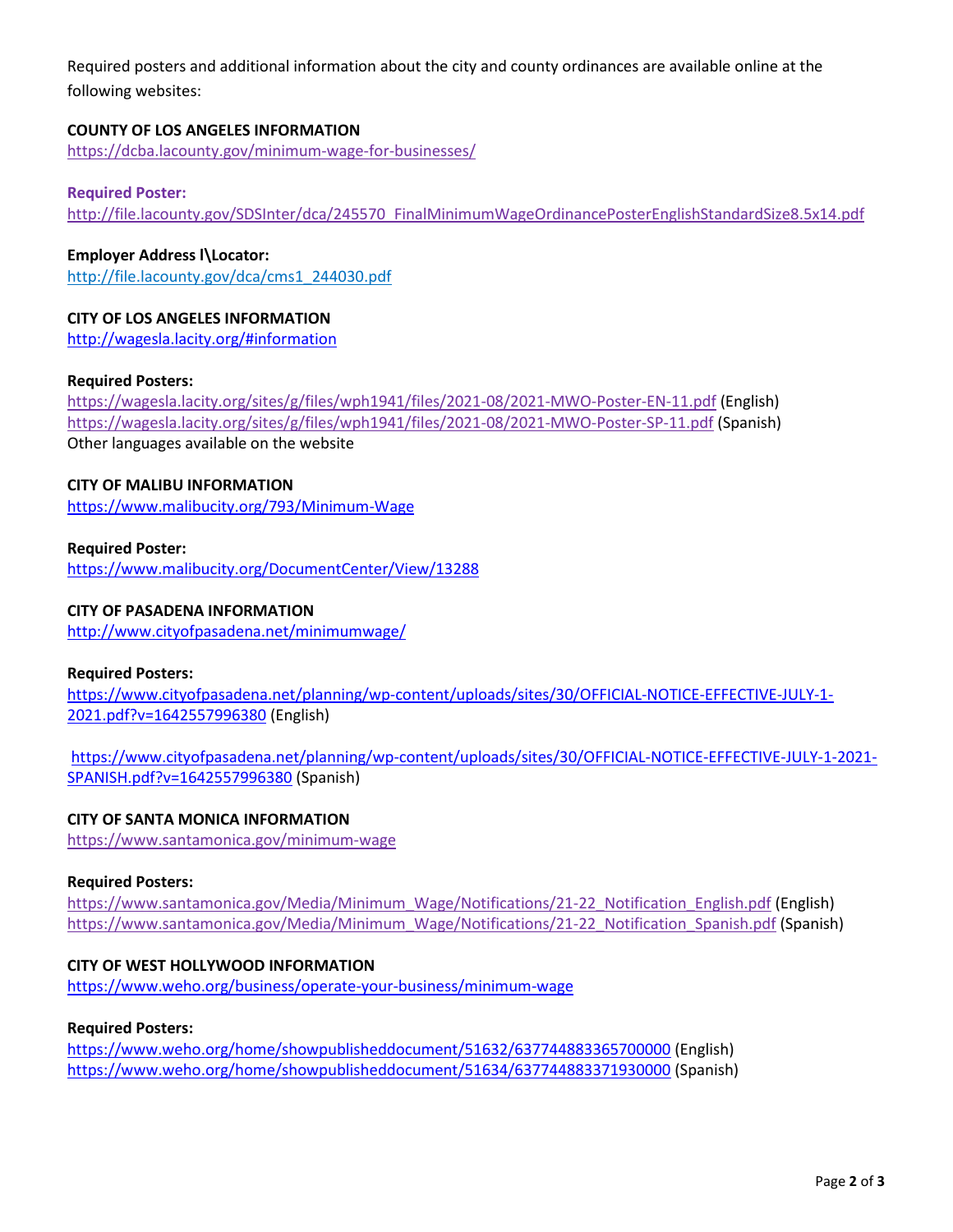Required posters and additional information about the city and county ordinances are available online at the following websites:

**COUNTY OF LOS ANGELES INFORMATION**
https://dcba.lacounty.gov/minimum-wage-for-businesses/

**Required Poster:**
http://file.lacounty.gov/SDSInter/dca/245570_FinalMinimumWageOrdinancePosterEnglishStandardSize8.5x14.pdf

**Employer Address I\Locator:**
http://file.lacounty.gov/dca/cms1_244030.pdf

**CITY OF LOS ANGELES INFORMATION**
http://wagesla.lacity.org/#information

**Required Posters:**
https://wagesla.lacity.org/sites/g/files/wph1941/files/2021-08/2021-MWO-Poster-EN-11.pdf (English)
https://wagesla.lacity.org/sites/g/files/wph1941/files/2021-08/2021-MWO-Poster-SP-11.pdf (Spanish)
Other languages available on the website

**CITY OF MALIBU INFORMATION**
https://www.malibucity.org/793/Minimum-Wage

**Required Poster:**
https://www.malibucity.org/DocumentCenter/View/13288

**CITY OF PASADENA INFORMATION**
http://www.cityofpasadena.net/minimumwage/

**Required Posters:**
https://www.cityofpasadena.net/planning/wp-content/uploads/sites/30/OFFICIAL-NOTICE-EFFECTIVE-JULY-1-2021.pdf?v=1642557996380 (English)

https://www.cityofpasadena.net/planning/wp-content/uploads/sites/30/OFFICIAL-NOTICE-EFFECTIVE-JULY-1-2021-SPANISH.pdf?v=1642557996380 (Spanish)

**CITY OF SANTA MONICA INFORMATION**
https://www.santamonica.gov/minimum-wage

**Required Posters:**
https://www.santamonica.gov/Media/Minimum_Wage/Notifications/21-22_Notification_English.pdf (English)
https://www.santamonica.gov/Media/Minimum_Wage/Notifications/21-22_Notification_Spanish.pdf (Spanish)

**CITY OF WEST HOLLYWOOD INFORMATION**
https://www.weho.org/business/operate-your-business/minimum-wage

**Required Posters:**
https://www.weho.org/home/showpublisheddocument/51632/637744883365700000 (English)
https://www.weho.org/home/showpublisheddocument/51634/637744883371930000 (Spanish)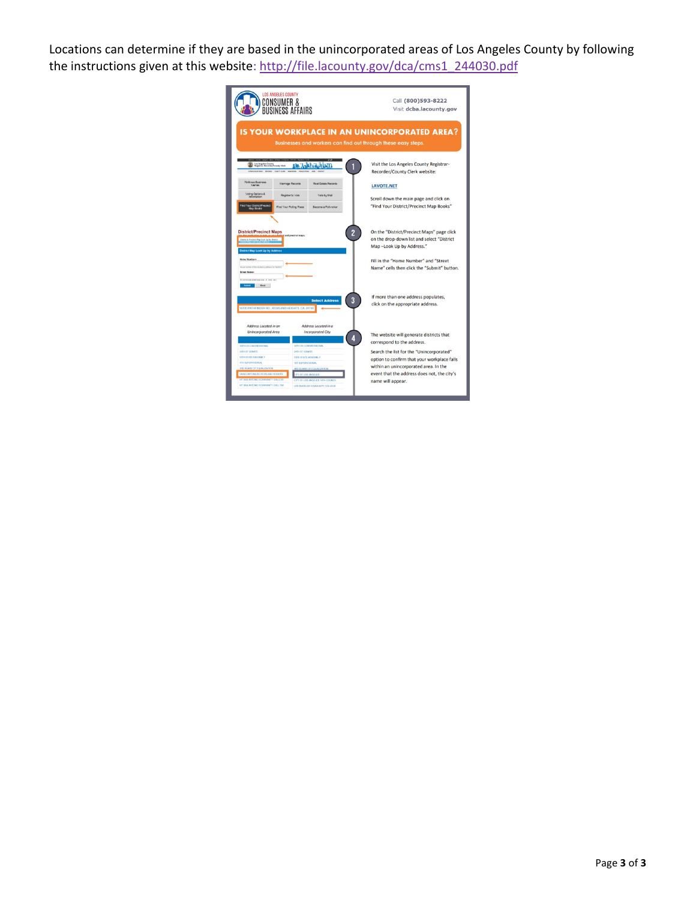Locations can determine if they are based in the unincorporated areas of Los Angeles County by following the instructions given at this website: http://file.lacounty.gov/dca/cms1_244030.pdf

LOS ANGELES COUNTY CONSUMER & BUSINESS AFFAIRS

Call (800)593-8222
Visit dcba.lacounty.gov

# IS YOUR WORKPLACE IN AN UNINCORPORATED AREA?

Businesses and workers can find out through these easy steps.

1. Visit the Los Angeles County Registrar-Recorder/County Clerk website:

   LAVOTE.NET

   Scroll down the main page and click on "Find Your District/Precinct Map Books"

2. On the "District/Precinct Maps" page click on the drop-down list and select "District Map –Look Up by Address."

   Fill in the "Home Number" and "Street Name" cells then click the "Submit" button.

3. If more than one address populates, click on the appropriate address.

4. The website will generate districts that correspond to the address.

   Search the list for the "Unincorporated" option to confirm that your workplace falls within an unincorporated area. In the event that the address does not, the city's name will appear.

Address Located in an Unincorporated Area

Address Located in a Incorporated City